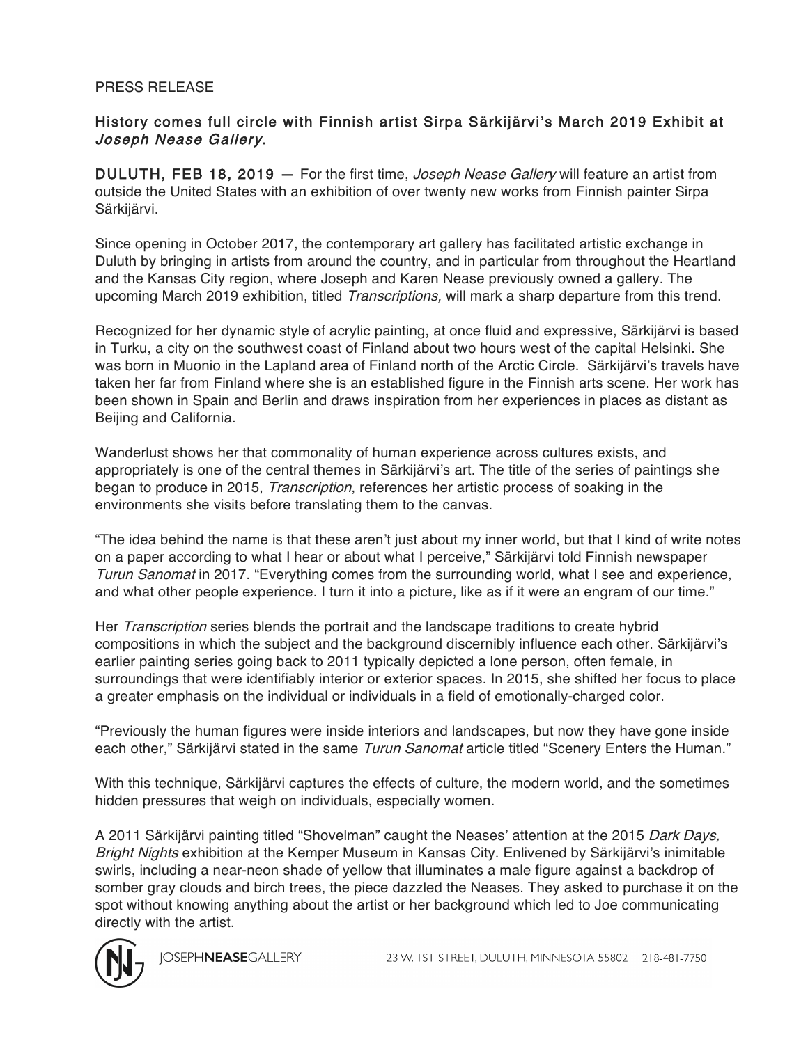PRESS RELEASE

## History comes full circle with Finnish artist Sirpa Särkijärvi's March 2019 Exhibit at *Joseph Nease Gallery*.

**DULUTH, FEB 18, 2019 —** For the first time, *Joseph Nease Gallery* will feature an artist from outside the United States with an exhibition of over twenty new works from Finnish painter Sirpa Särkijärvi.

Since opening in October 2017, the contemporary art gallery has facilitated artistic exchange in Duluth by bringing in artists from around the country, and in particular from throughout the Heartland and the Kansas City region, where Joseph and Karen Nease previously owned a gallery. The upcoming March 2019 exhibition, titled *Transcriptions,* will mark a sharp departure from this trend.

Recognized for her dynamic style of acrylic painting, at once fluid and expressive, Särkijärvi is based in Turku, a city on the southwest coast of Finland about two hours west of the capital Helsinki. She was born in Muonio in the Lapland area of Finland north of the Arctic Circle. Särkijärvi's travels have taken her far from Finland where she is an established figure in the Finnish arts scene. Her work has been shown in Spain and Berlin and draws inspiration from her experiences in places as distant as Beijing and California.

Wanderlust shows her that commonality of human experience across cultures exists, and appropriately is one of the central themes in Särkijärvi's art. The title of the series of paintings she began to produce in 2015, *Transcription*, references her artistic process of soaking in the environments she visits before translating them to the canvas.

"The idea behind the name is that these aren't just about my inner world, but that I kind of write notes on a paper according to what I hear or about what I perceive," Särkijärvi told Finnish newspaper *Turun Sanomat* in 2017. "Everything comes from the surrounding world, what I see and experience, and what other people experience. I turn it into a picture, like as if it were an engram of our time."

Her *Transcription* series blends the portrait and the landscape traditions to create hybrid compositions in which the subject and the background discernibly influence each other. Särkijärvi's earlier painting series going back to 2011 typically depicted a lone person, often female, in surroundings that were identifiably interior or exterior spaces. In 2015, she shifted her focus to place a greater emphasis on the individual or individuals in a field of emotionally-charged color.

"Previously the human figures were inside interiors and landscapes, but now they have gone inside each other," Särkijärvi stated in the same *Turun Sanomat* article titled "Scenery Enters the Human."

With this technique, Särkijärvi captures the effects of culture, the modern world, and the sometimes hidden pressures that weigh on individuals, especially women.

A 2011 Särkijärvi painting titled "Shovelman" caught the Neases' attention at the 2015 *Dark Days, Bright Nights* exhibition at the Kemper Museum in Kansas City. Enlivened by Särkijärvi's inimitable swirls, including a near-neon shade of yellow that illuminates a male figure against a backdrop of somber gray clouds and birch trees, the piece dazzled the Neases. They asked to purchase it on the spot without knowing anything about the artist or her background which led to Joe communicating directly with the artist.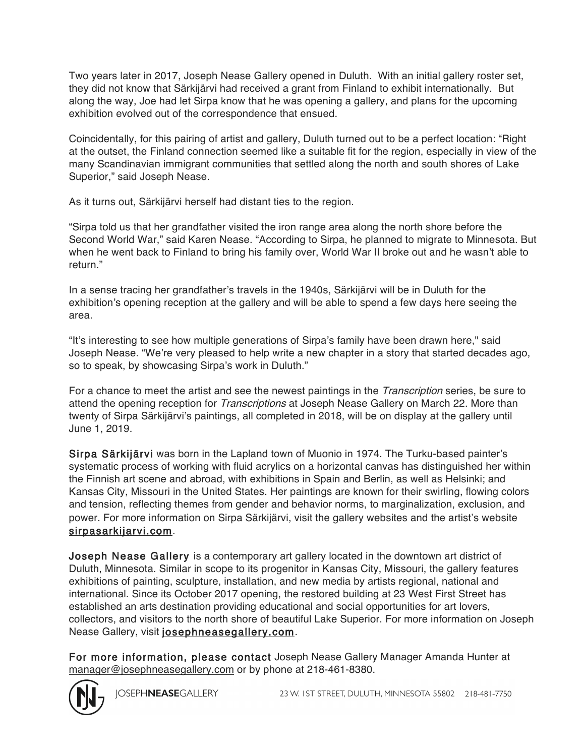Two years later in 2017, Joseph Nease Gallery opened in Duluth. With an initial gallery roster set, they did not know that Särkijärvi had received a grant from Finland to exhibit internationally. But along the way, Joe had let Sirpa know that he was opening a gallery, and plans for the upcoming exhibition evolved out of the correspondence that ensued.

Coincidentally, for this pairing of artist and gallery, Duluth turned out to be a perfect location: "Right at the outset, the Finland connection seemed like a suitable fit for the region, especially in view of the many Scandinavian immigrant communities that settled along the north and south shores of Lake Superior," said Joseph Nease.

As it turns out, Särkijärvi herself had distant ties to the region.

"Sirpa told us that her grandfather visited the iron range area along the north shore before the Second World War," said Karen Nease. "According to Sirpa, he planned to migrate to Minnesota. But when he went back to Finland to bring his family over, World War II broke out and he wasn't able to return."

In a sense tracing her grandfather's travels in the 1940s, Särkijärvi will be in Duluth for the exhibition's opening reception at the gallery and will be able to spend a few days here seeing the area.

"It's interesting to see how multiple generations of Sirpa's family have been drawn here," said Joseph Nease. "We're very pleased to help write a new chapter in a story that started decades ago, so to speak, by showcasing Sirpa's work in Duluth."

For a chance to meet the artist and see the newest paintings in the *Transcription* series, be sure to attend the opening reception for *Transcriptions* at Joseph Nease Gallery on March 22. More than twenty of Sirpa Särkijärvi's paintings, all completed in 2018, will be on display at the gallery until June 1, 2019.

**Sirpa Särkijärvi** was born in the Lapland town of Muonio in 1974. The Turku-based painter's systematic process of working with fluid acrylics on a horizontal canvas has distinguished her within the Finnish art scene and abroad, with exhibitions in Spain and Berlin, as well as Helsinki; and Kansas City, Missouri in the United States. Her paintings are known for their swirling, flowing colors and tension, reflecting themes from gender and behavior norms, to marginalization, exclusion, and power. For more information on Sirpa Särkijärvi, visit the gallery websites and the artist's website sirpasarkijarvi.com.

**Joseph Nease Gallery** is a contemporary art gallery located in the downtown art district of Duluth, Minnesota. Similar in scope to its progenitor in Kansas City, Missouri, the gallery features exhibitions of painting, sculpture, installation, and new media by artists regional, national and international. Since its October 2017 opening, the restored building at 23 West First Street has established an arts destination providing educational and social opportunities for art lovers, collectors, and visitors to the north shore of beautiful Lake Superior. For more information on Joseph Nease Gallery, visit josephneasegallery.com.

**For more information, please contact** Joseph Nease Gallery Manager Amanda Hunter at manager@josephneasegallery.com or by phone at 218-461-8380.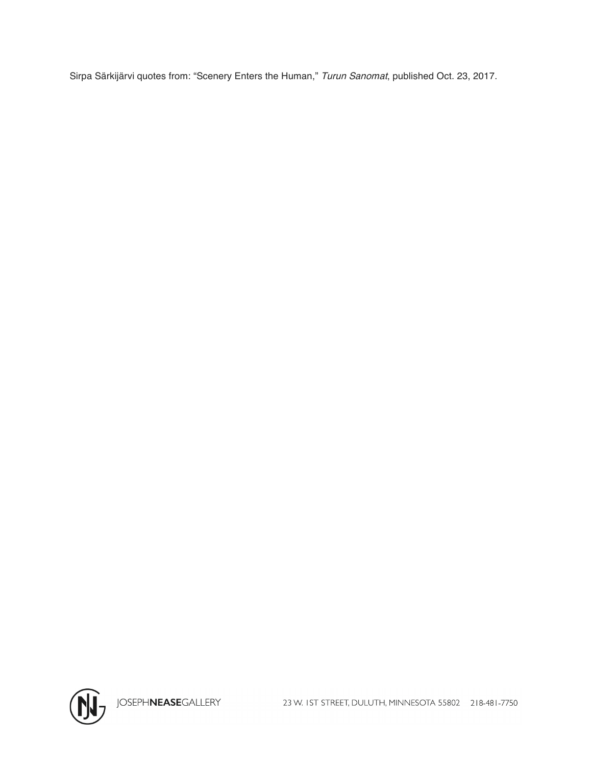Sirpa Särkijärvi quotes from: "Scenery Enters the Human," *Turun Sanomat*, published Oct. 23, 2017.